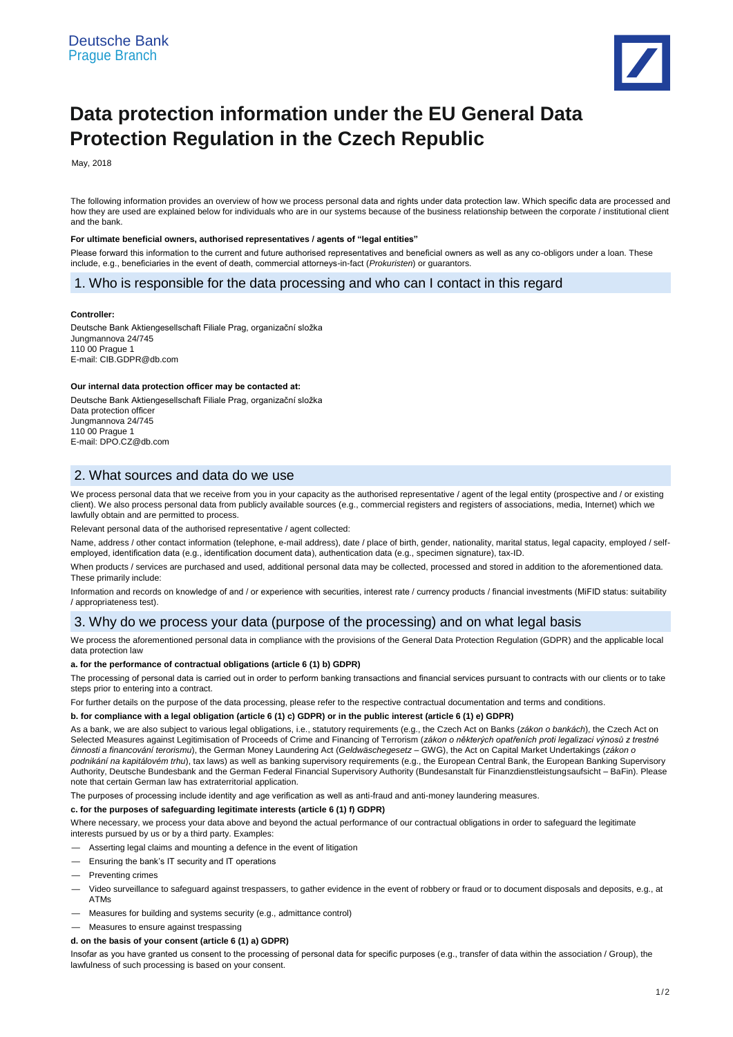Deutsche Bank
Prague Branch

# Data protection information under the EU General Data Protection Regulation in the Czech Republic

May, 2018

The following information provides an overview of how we process personal data and rights under data protection law. Which specific data are processed and how they are used are explained below for individuals who are in our systems because of the business relationship between the corporate / institutional client and the bank.

**For ultimate beneficial owners, authorised representatives / agents of "legal entities"**

Please forward this information to the current and future authorised representatives and beneficial owners as well as any co-obligors under a loan. These include, e.g., beneficiaries in the event of death, commercial attorneys-in-fact (*Prokuristen*) or guarantors.

## 1. Who is responsible for the data processing and who can I contact in this regard

**Controller:**

Deutsche Bank Aktiengesellschaft Filiale Prag, organizační složka
Jungmannova 24/745
110 00 Prague 1
E-mail: CIB.GDPR@db.com

**Our internal data protection officer may be contacted at:**

Deutsche Bank Aktiengesellschaft Filiale Prag, organizační složka
Data protection officer
Jungmannova 24/745
110 00 Prague 1
E-mail: DPO.CZ@db.com

## 2. What sources and data do we use

We process personal data that we receive from you in your capacity as the authorised representative / agent of the legal entity (prospective and / or existing client). We also process personal data from publicly available sources (e.g., commercial registers and registers of associations, media, Internet) which we lawfully obtain and are permitted to process.

Relevant personal data of the authorised representative / agent collected:

Name, address / other contact information (telephone, e-mail address), date / place of birth, gender, nationality, marital status, legal capacity, employed / self-employed, identification data (e.g., identification document data), authentication data (e.g., specimen signature), tax-ID.

When products / services are purchased and used, additional personal data may be collected, processed and stored in addition to the aforementioned data. These primarily include:

Information and records on knowledge of and / or experience with securities, interest rate / currency products / financial investments (MiFID status: suitability / appropriateness test).

## 3. Why do we process your data (purpose of the processing) and on what legal basis

We process the aforementioned personal data in compliance with the provisions of the General Data Protection Regulation (GDPR) and the applicable local data protection law

**a. for the performance of contractual obligations (article 6 (1) b) GDPR)**

The processing of personal data is carried out in order to perform banking transactions and financial services pursuant to contracts with our clients or to take steps prior to entering into a contract.

For further details on the purpose of the data processing, please refer to the respective contractual documentation and terms and conditions.

**b. for compliance with a legal obligation (article 6 (1) c) GDPR) or in the public interest (article 6 (1) e) GDPR)**

As a bank, we are also subject to various legal obligations, i.e., statutory requirements (e.g., the Czech Act on Banks (*zákon o bankách*), the Czech Act on Selected Measures against Legitimisation of Proceeds of Crime and Financing of Terrorism (*zákon o některých opatřeních proti legalizaci výnosů z trestné činnosti a financování terorismu*), the German Money Laundering Act (*Geldwäschegesetz* – GWG), the Act on Capital Market Undertakings (*zákon o podnikání na kapitálovém trhu*), tax laws) as well as banking supervisory requirements (e.g., the European Central Bank, the European Banking Supervisory Authority, Deutsche Bundesbank and the German Federal Financial Supervisory Authority (Bundesanstalt für Finanzdienstleistungsaufsicht – BaFin). Please note that certain German law has extraterritorial application.

The purposes of processing include identity and age verification as well as anti-fraud and anti-money laundering measures.

**c. for the purposes of safeguarding legitimate interests (article 6 (1) f) GDPR)**

Where necessary, we process your data above and beyond the actual performance of our contractual obligations in order to safeguard the legitimate interests pursued by us or by a third party. Examples:

- Asserting legal claims and mounting a defence in the event of litigation
- Ensuring the bank's IT security and IT operations
- Preventing crimes
- Video surveillance to safeguard against trespassers, to gather evidence in the event of robbery or fraud or to document disposals and deposits, e.g., at ATMs
- Measures for building and systems security (e.g., admittance control)
- Measures to ensure against trespassing

**d. on the basis of your consent (article 6 (1) a) GDPR)**

Insofar as you have granted us consent to the processing of personal data for specific purposes (e.g., transfer of data within the association / Group), the lawfulness of such processing is based on your consent.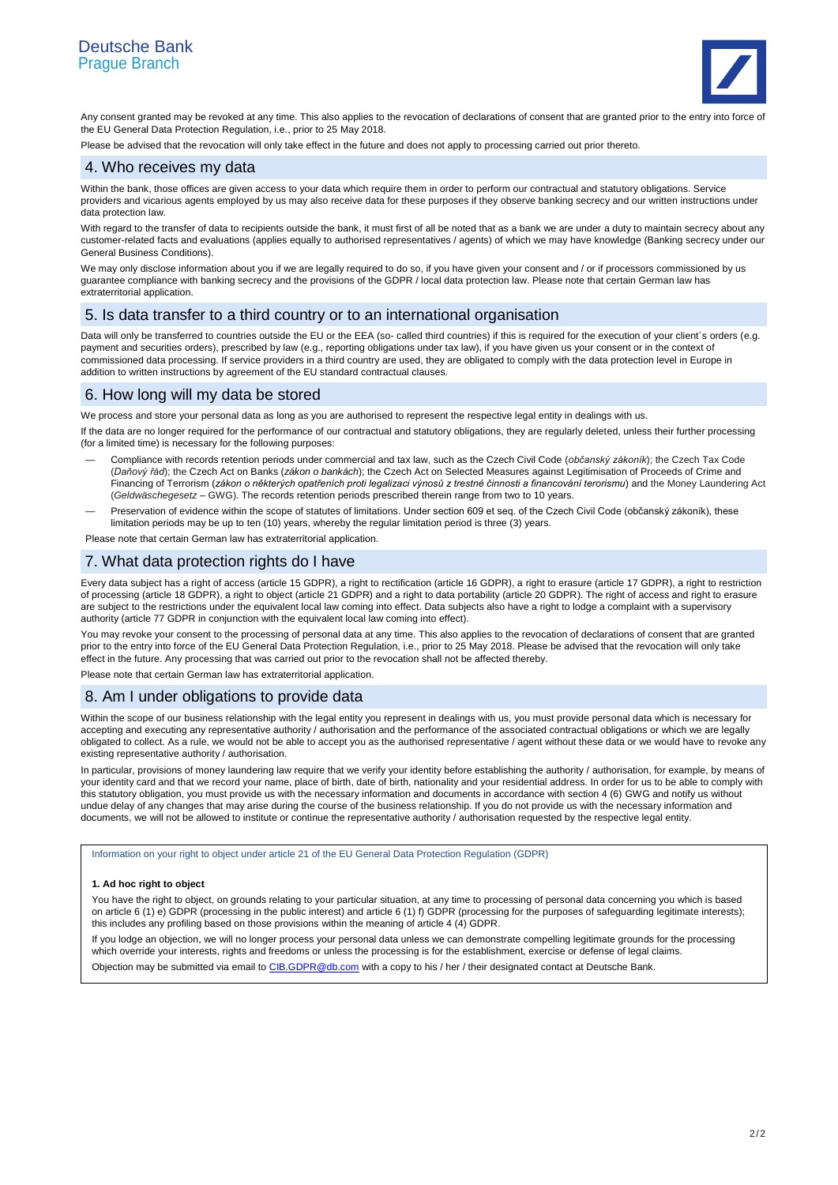Any consent granted may be revoked at any time. This also applies to the revocation of declarations of consent that are granted prior to the entry into force of the EU General Data Protection Regulation, i.e., prior to 25 May 2018.

Please be advised that the revocation will only take effect in the future and does not apply to processing carried out prior thereto.

## 4. Who receives my data

Within the bank, those offices are given access to your data which require them in order to perform our contractual and statutory obligations. Service providers and vicarious agents employed by us may also receive data for these purposes if they observe banking secrecy and our written instructions under data protection law.

With regard to the transfer of data to recipients outside the bank, it must first of all be noted that as a bank we are under a duty to maintain secrecy about any customer-related facts and evaluations (applies equally to authorised representatives / agents) of which we may have knowledge (Banking secrecy under our General Business Conditions).

We may only disclose information about you if we are legally required to do so, if you have given your consent and / or if processors commissioned by us guarantee compliance with banking secrecy and the provisions of the GDPR / local data protection law. Please note that certain German law has extraterritorial application.

## 5. Is data transfer to a third country or to an international organisation

Data will only be transferred to countries outside the EU or the EEA (so- called third countries) if this is required for the execution of your client´s orders (e.g. payment and securities orders), prescribed by law (e.g., reporting obligations under tax law), if you have given us your consent or in the context of commissioned data processing. If service providers in a third country are used, they are obligated to comply with the data protection level in Europe in addition to written instructions by agreement of the EU standard contractual clauses.

## 6. How long will my data be stored

We process and store your personal data as long as you are authorised to represent the respective legal entity in dealings with us.

If the data are no longer required for the performance of our contractual and statutory obligations, they are regularly deleted, unless their further processing (for a limited time) is necessary for the following purposes:

- Compliance with records retention periods under commercial and tax law, such as the Czech Civil Code (*občanský zákoník*); the Czech Tax Code (*Daňový řád*); the Czech Act on Banks (*zákon o bankách*); the Czech Act on Selected Measures against Legitimisation of Proceeds of Crime and Financing of Terrorism (*zákon o některých opatřeních proti legalizaci výnosů z trestné činnosti a financování terorismu*) and the Money Laundering Act (*Geldwäschegesetz* – GWG). The records retention periods prescribed therein range from two to 10 years.
- Preservation of evidence within the scope of statutes of limitations. Under section 609 et seq. of the Czech Civil Code (občanský zákoník), these limitation periods may be up to ten (10) years, whereby the regular limitation period is three (3) years.

Please note that certain German law has extraterritorial application.

## 7. What data protection rights do I have

Every data subject has a right of access (article 15 GDPR), a right to rectification (article 16 GDPR), a right to erasure (article 17 GDPR), a right to restriction of processing (article 18 GDPR), a right to object (article 21 GDPR) and a right to data portability (article 20 GDPR). The right of access and right to erasure are subject to the restrictions under the equivalent local law coming into effect. Data subjects also have a right to lodge a complaint with a supervisory authority (article 77 GDPR in conjunction with the equivalent local law coming into effect).

You may revoke your consent to the processing of personal data at any time. This also applies to the revocation of declarations of consent that are granted prior to the entry into force of the EU General Data Protection Regulation, i.e., prior to 25 May 2018. Please be advised that the revocation will only take effect in the future. Any processing that was carried out prior to the revocation shall not be affected thereby.

Please note that certain German law has extraterritorial application.

## 8. Am I under obligations to provide data

Within the scope of our business relationship with the legal entity you represent in dealings with us, you must provide personal data which is necessary for accepting and executing any representative authority / authorisation and the performance of the associated contractual obligations or which we are legally obligated to collect. As a rule, we would not be able to accept you as the authorised representative / agent without these data or we would have to revoke any existing representative authority / authorisation.

In particular, provisions of money laundering law require that we verify your identity before establishing the authority / authorisation, for example, by means of your identity card and that we record your name, place of birth, date of birth, nationality and your residential address. In order for us to be able to comply with this statutory obligation, you must provide us with the necessary information and documents in accordance with section 4 (6) GWG and notify us without undue delay of any changes that may arise during the course of the business relationship. If you do not provide us with the necessary information and documents, we will not be allowed to institute or continue the representative authority / authorisation requested by the respective legal entity.

Information on your right to object under article 21 of the EU General Data Protection Regulation (GDPR)

**1. Ad hoc right to object**

You have the right to object, on grounds relating to your particular situation, at any time to processing of personal data concerning you which is based on article 6 (1) e) GDPR (processing in the public interest) and article 6 (1) f) GDPR (processing for the purposes of safeguarding legitimate interests); this includes any profiling based on those provisions within the meaning of article 4 (4) GDPR.

If you lodge an objection, we will no longer process your personal data unless we can demonstrate compelling legitimate grounds for the processing which override your interests, rights and freedoms or unless the processing is for the establishment, exercise or defense of legal claims.

Objection may be submitted via email to CIB.GDPR@db.com with a copy to his / her / their designated contact at Deutsche Bank.